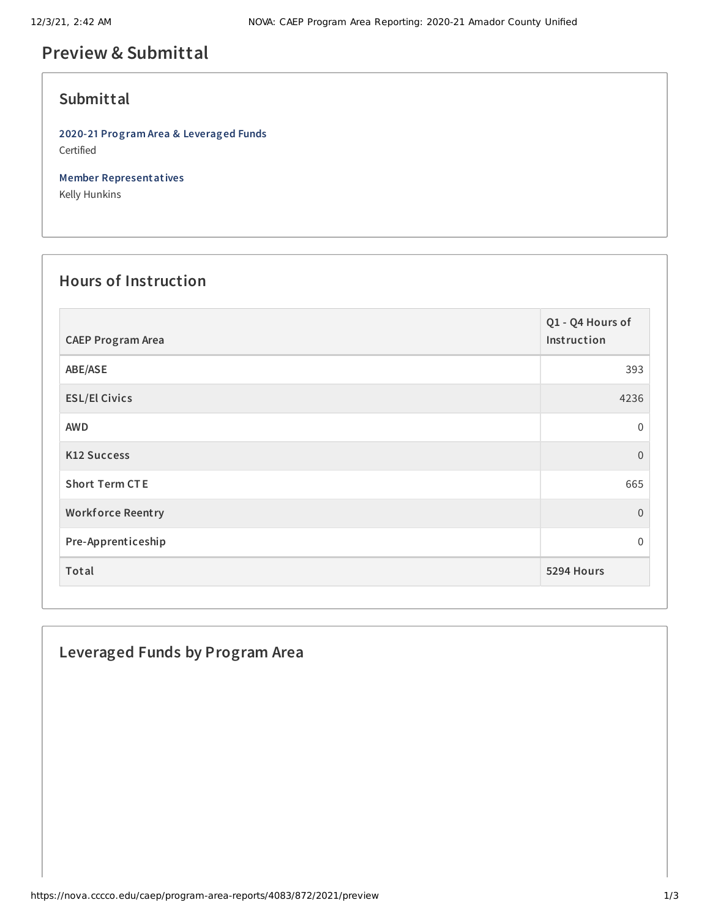# Preview & Submittal

## Submittal

**2020-21 Program Area & Leveraged Funds**
Certified

**Member Representatives**
Kelly Hunkins

## Hours of Instruction

| CAEP Program Area | Q1 - Q4 Hours of Instruction |
|---|---|
| ABE/ASE | 393 |
| ESL/El Civics | 4236 |
| AWD | 0 |
| K12 Success | 0 |
| Short Term CTE | 665 |
| Workforce Reentry | 0 |
| Pre-Apprenticeship | 0 |
| **Total** | **5294 Hours** |

## Leveraged Funds by Program Area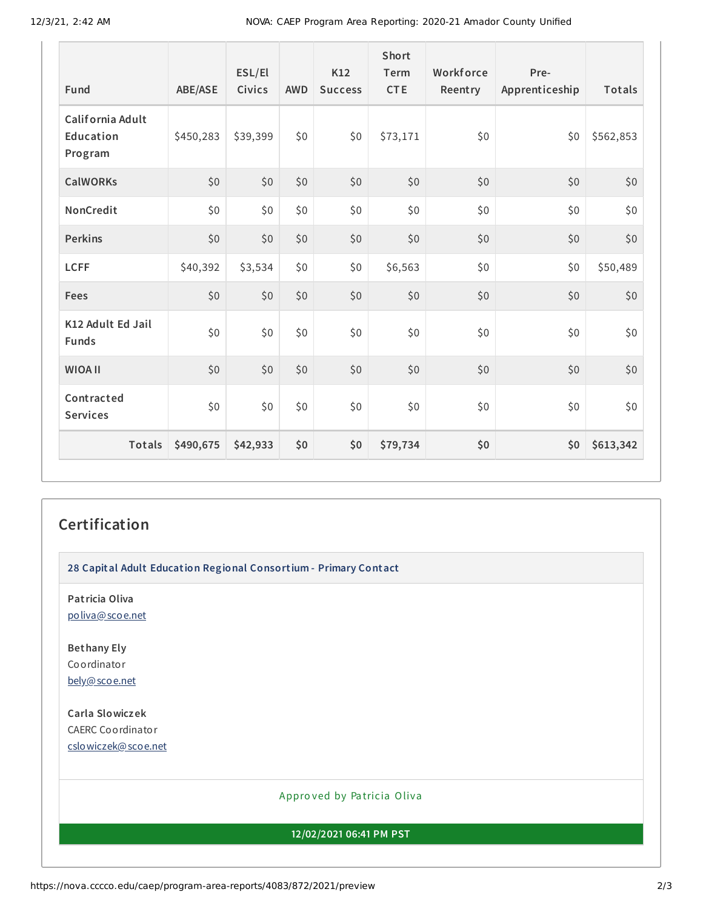| Fund | ABE/ASE | ESL/El Civics | AWD | K12 Success | Short Term CTE | Workforce Reentry | Pre-Apprenticeship | Totals |
|---|---|---|---|---|---|---|---|---|
| California Adult Education Program | $450,283 | $39,399 | $0 | $0 | $73,171 | $0 | $0 | $562,853 |
| CalWORKs | $0 | $0 | $0 | $0 | $0 | $0 | $0 | $0 |
| NonCredit | $0 | $0 | $0 | $0 | $0 | $0 | $0 | $0 |
| Perkins | $0 | $0 | $0 | $0 | $0 | $0 | $0 | $0 |
| LCFF | $40,392 | $3,534 | $0 | $0 | $6,563 | $0 | $0 | $50,489 |
| Fees | $0 | $0 | $0 | $0 | $0 | $0 | $0 | $0 |
| K12 Adult Ed Jail Funds | $0 | $0 | $0 | $0 | $0 | $0 | $0 | $0 |
| WIOA II | $0 | $0 | $0 | $0 | $0 | $0 | $0 | $0 |
| Contracted Services | $0 | $0 | $0 | $0 | $0 | $0 | $0 | $0 |
| **Totals** | **$490,675** | **$42,933** | **$0** | **$0** | **$79,734** | **$0** | **$0** | **$613,342** |

## Certification

**28 Capital Adult Education Regional Consortium - Primary Contact**

**Patricia Oliva**
poliva@scoe.net

**Bethany Ely**
Coordinator
bely@scoe.net

**Carla Slowiczek**
CAERC Coordinator
cslowiczek@scoe.net

Approved by Patricia Oliva

**12/02/2021 06:41 PM PST**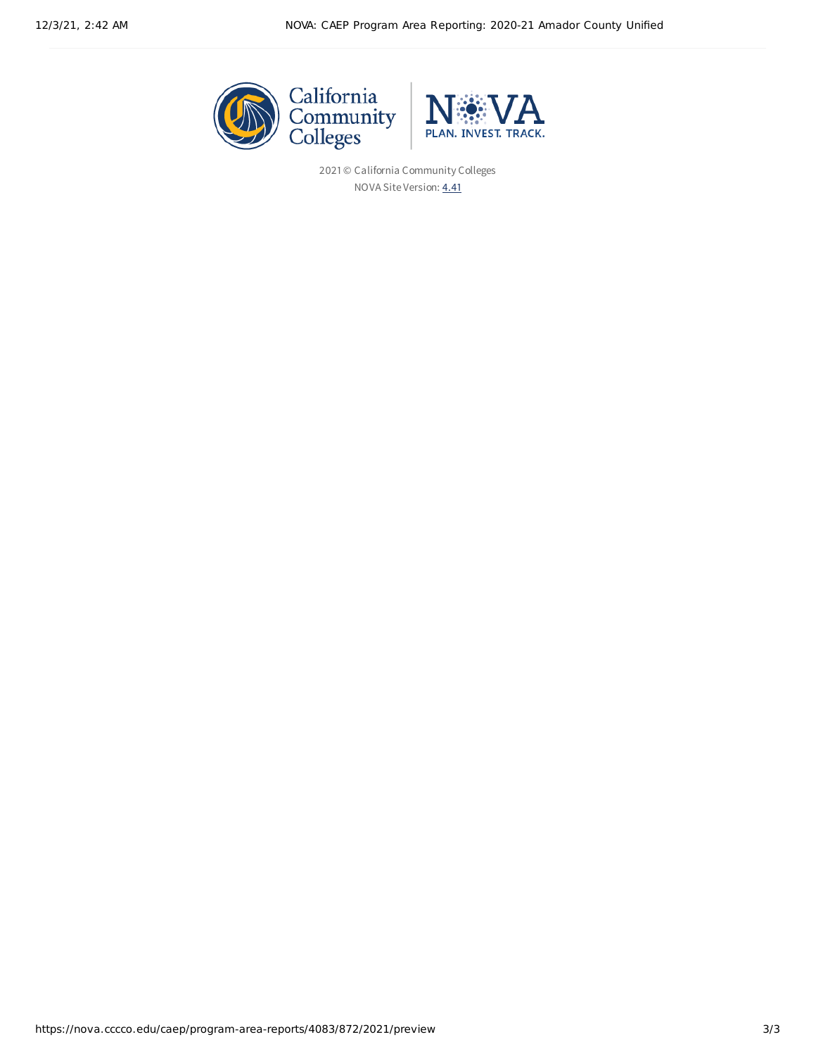California Community Colleges

NOVA PLAN. INVEST. TRACK.

2021 © California Community Colleges

NOVA Site Version: 4.41